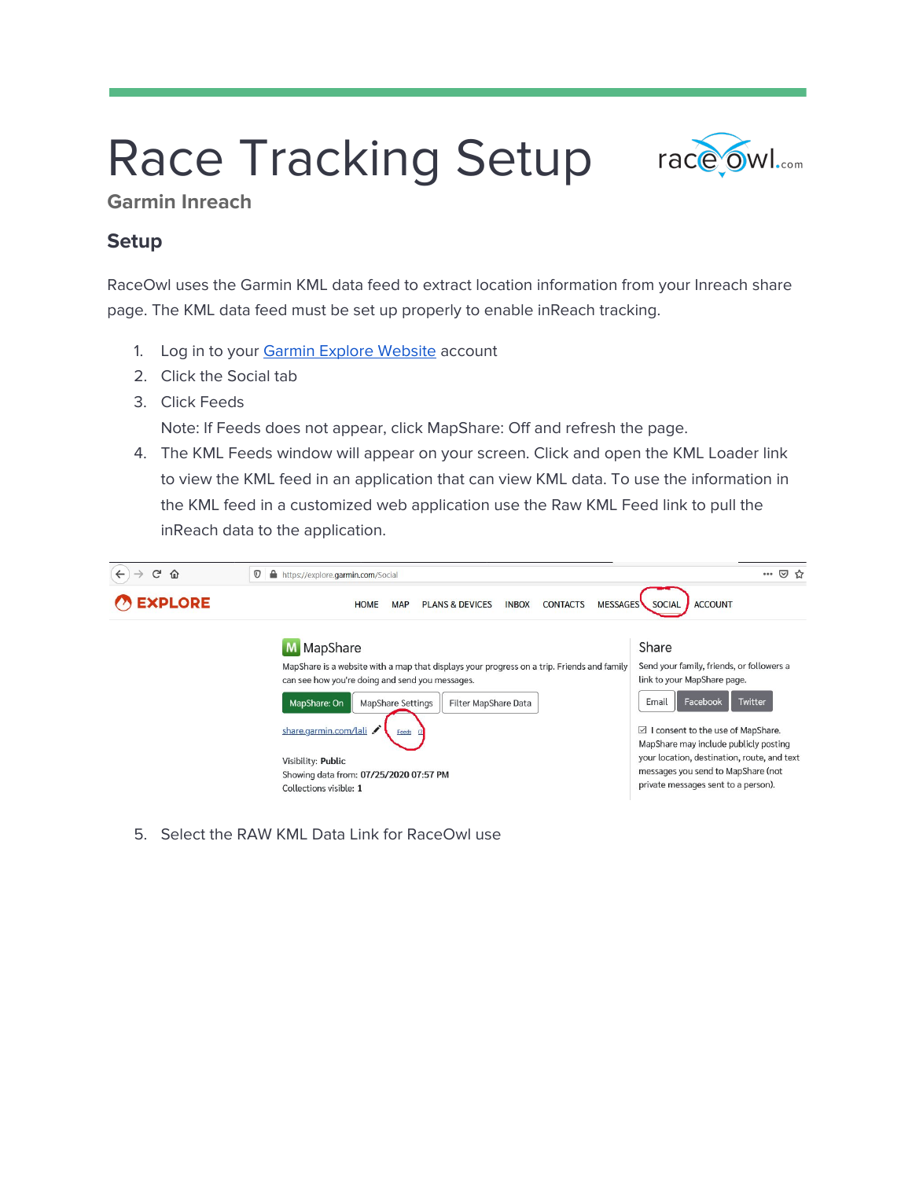# Race Tracking Setup

### Garmin Inreach

## Setup

RaceOwl uses the Garmin KML data feed to extract location information from your Inreach share page. The KML data feed must be set up properly to enable inReach tracking.

1. Log in to your Garmin Explore Website account
2. Click the Social tab
3. Click Feeds
   Note: If Feeds does not appear, click MapShare: Off and refresh the page.
4. The KML Feeds window will appear on your screen. Click and open the KML Loader link to view the KML feed in an application that can view KML data. To use the information in the KML feed in a customized web application use the Raw KML Feed link to pull the inReach data to the application.

5. Select the RAW KML Data Link for RaceOwl use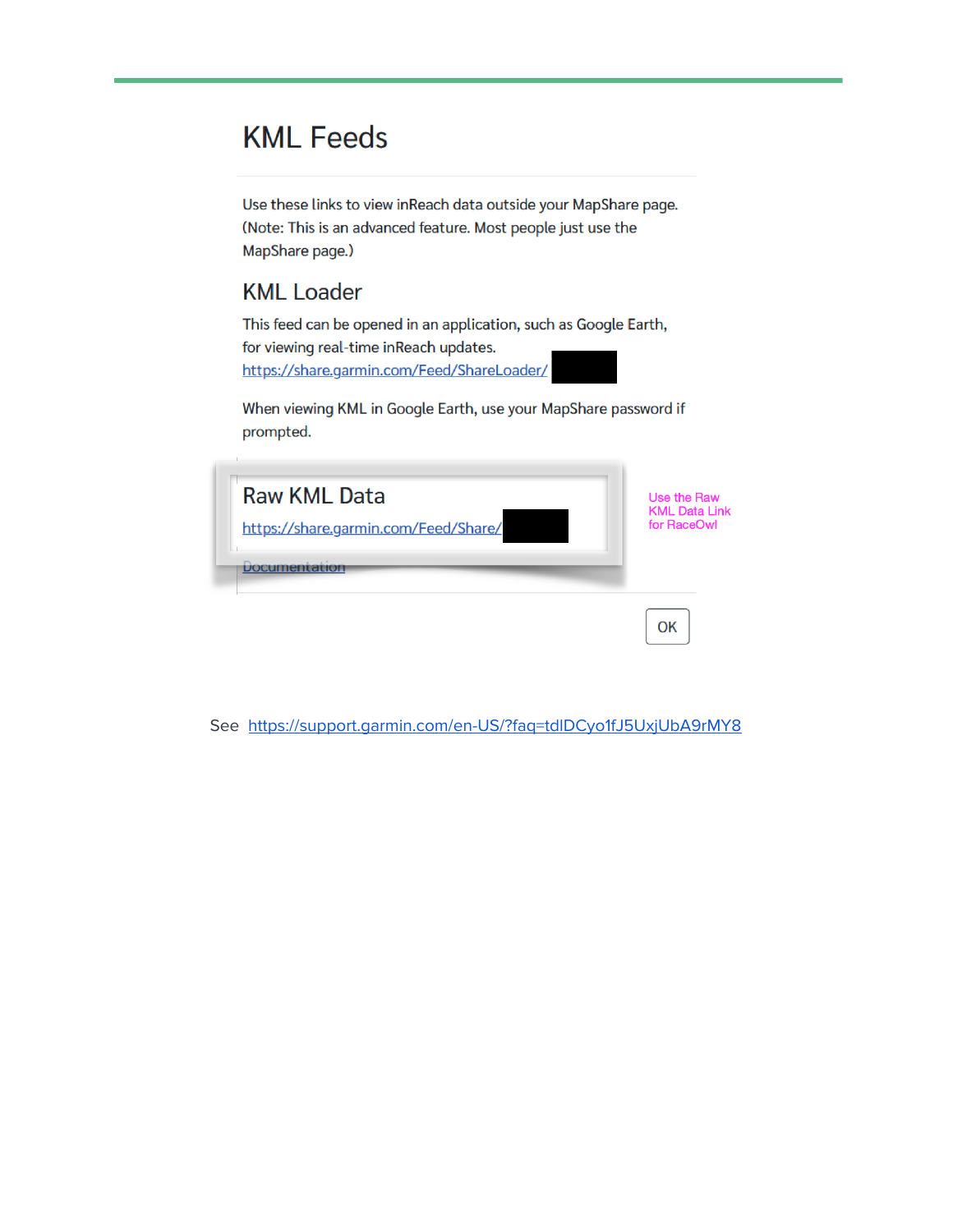# KML Feeds

Use these links to view inReach data outside your MapShare page. (Note: This is an advanced feature. Most people just use the MapShare page.)

## KML Loader

This feed can be opened in an application, such as Google Earth, for viewing real-time inReach updates.
https://share.garmin.com/Feed/ShareLoader/

When viewing KML in Google Earth, use your MapShare password if prompted.

## Raw KML Data

https://share.garmin.com/Feed/Share/

Use the Raw KML Data Link for RaceOwl

Documentation

OK

See https://support.garmin.com/en-US/?faq=tdlDCyo1fJ5UxjUbA9rMY8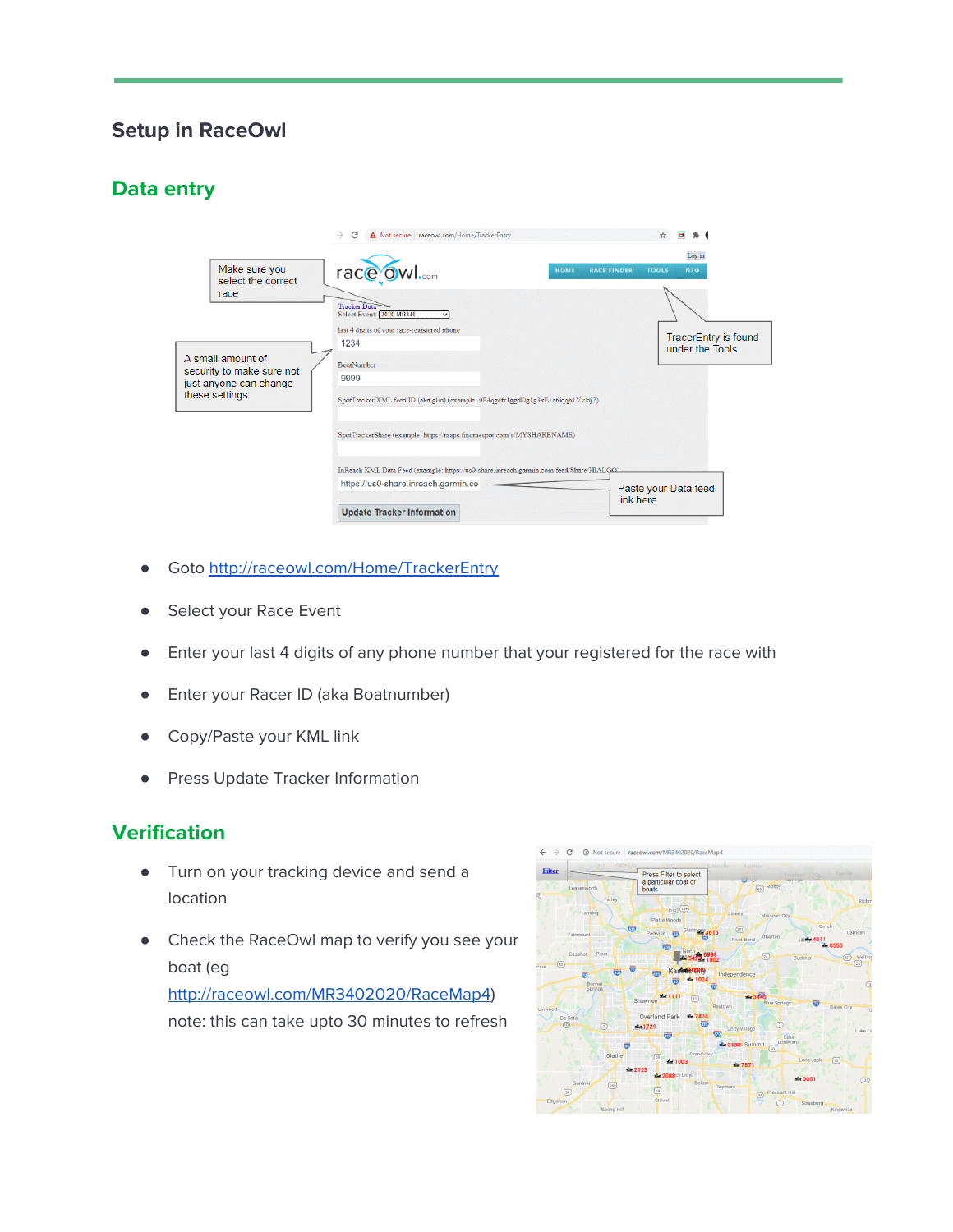# Setup in RaceOwl

## Data entry

- Goto http://raceowl.com/Home/TrackerEntry
- Select your Race Event
- Enter your last 4 digits of any phone number that your registered for the race with
- Enter your Racer ID (aka Boatnumber)
- Copy/Paste your KML link
- Press Update Tracker Information

## Verification

- Turn on your tracking device and send a location
- Check the RaceOwl map to verify you see your boat (eg http://raceowl.com/MR3402020/RaceMap4) note: this can take upto 30 minutes to refresh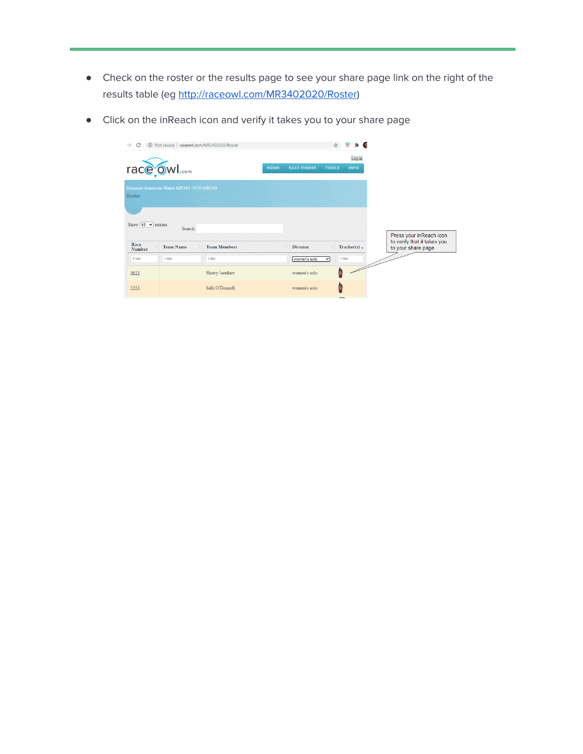- Check on the roster or the results page to see your share page link on the right of the results table (eg http://raceowl.com/MR3402020/Roster)
- Click on the inReach icon and verify it takes you to your share page